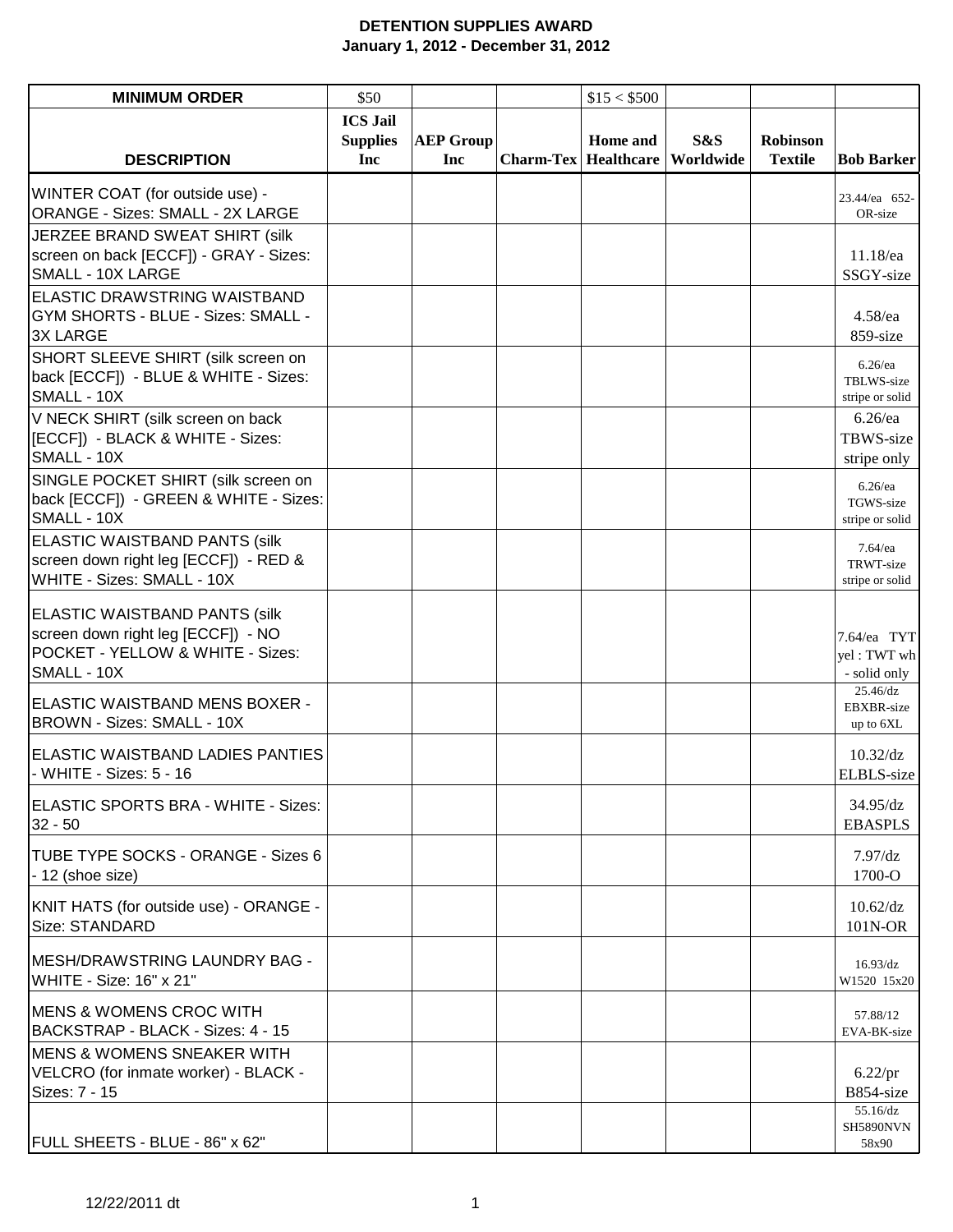# DETENTION SUPPLIES AWARD

## January 1, 2012 - December 31, 2012

| DESCRIPTION | ICS Jail Supplies Inc | AEP Group Inc | Charm-Tex | Home and Healthcare | S&S Worldwide | Robinson Textile | Bob Barker |
|---|---|---|---|---|---|---|---|
| MINIMUM ORDER | $50 | | | $15 < $500 | | | |
| WINTER COAT (for outside use) - ORANGE - Sizes: SMALL - 2X LARGE | | | | | | | 23.44/ea 652-OR-size |
| JERZEE BRAND SWEAT SHIRT (silk screen on back [ECCF]) - GRAY - Sizes: SMALL - 10X LARGE | | | | | | | 11.18/ea SSGY-size |
| ELASTIC DRAWSTRING WAISTBAND GYM SHORTS - BLUE - Sizes: SMALL - 3X LARGE | | | | | | | 4.58/ea 859-size |
| SHORT SLEEVE SHIRT (silk screen on back [ECCF]) - BLUE & WHITE - Sizes: SMALL - 10X | | | | | | | 6.26/ea TBLWS-size stripe or solid |
| V NECK SHIRT (silk screen on back [ECCF]) - BLACK & WHITE - Sizes: SMALL - 10X | | | | | | | 6.26/ea TBWS-size stripe only |
| SINGLE POCKET SHIRT (silk screen on back [ECCF]) - GREEN & WHITE - Sizes: SMALL - 10X | | | | | | | 6.26/ea TGWS-size stripe or solid |
| ELASTIC WAISTBAND PANTS (silk screen down right leg [ECCF]) - RED & WHITE - Sizes: SMALL - 10X | | | | | | | 7.64/ea TRWT-size stripe or solid |
| ELASTIC WAISTBAND PANTS (silk screen down right leg [ECCF]) - NO POCKET - YELLOW & WHITE - Sizes: SMALL - 10X | | | | | | | 7.64/ea TYT yel : TWT wh - solid only |
| ELASTIC WAISTBAND MENS BOXER - BROWN - Sizes: SMALL - 10X | | | | | | | 25.46/dz EBXBR-size up to 6XL |
| ELASTIC WAISTBAND LADIES PANTIES - WHITE - Sizes: 5 - 16 | | | | | | | 10.32/dz ELBLS-size |
| ELASTIC SPORTS BRA - WHITE - Sizes: 32 - 50 | | | | | | | 34.95/dz EBASPLS |
| TUBE TYPE SOCKS - ORANGE - Sizes 6 - 12 (shoe size) | | | | | | | 7.97/dz 1700-O |
| KNIT HATS (for outside use) - ORANGE - Size: STANDARD | | | | | | | 10.62/dz 101N-OR |
| MESH/DRAWSTRING LAUNDRY BAG - WHITE - Size: 16" x 21" | | | | | | | 16.93/dz W1520 15x20 |
| MENS & WOMENS CROC WITH BACKSTRAP - BLACK - Sizes: 4 - 15 | | | | | | | 57.88/12 EVA-BK-size |
| MENS & WOMENS SNEAKER WITH VELCRO (for inmate worker) - BLACK - Sizes: 7 - 15 | | | | | | | 6.22/pr B854-size |
| FULL SHEETS - BLUE - 86" x 62" | | | | | | | 55.16/dz SH5890NVN 58x90 |

12/22/2011 dt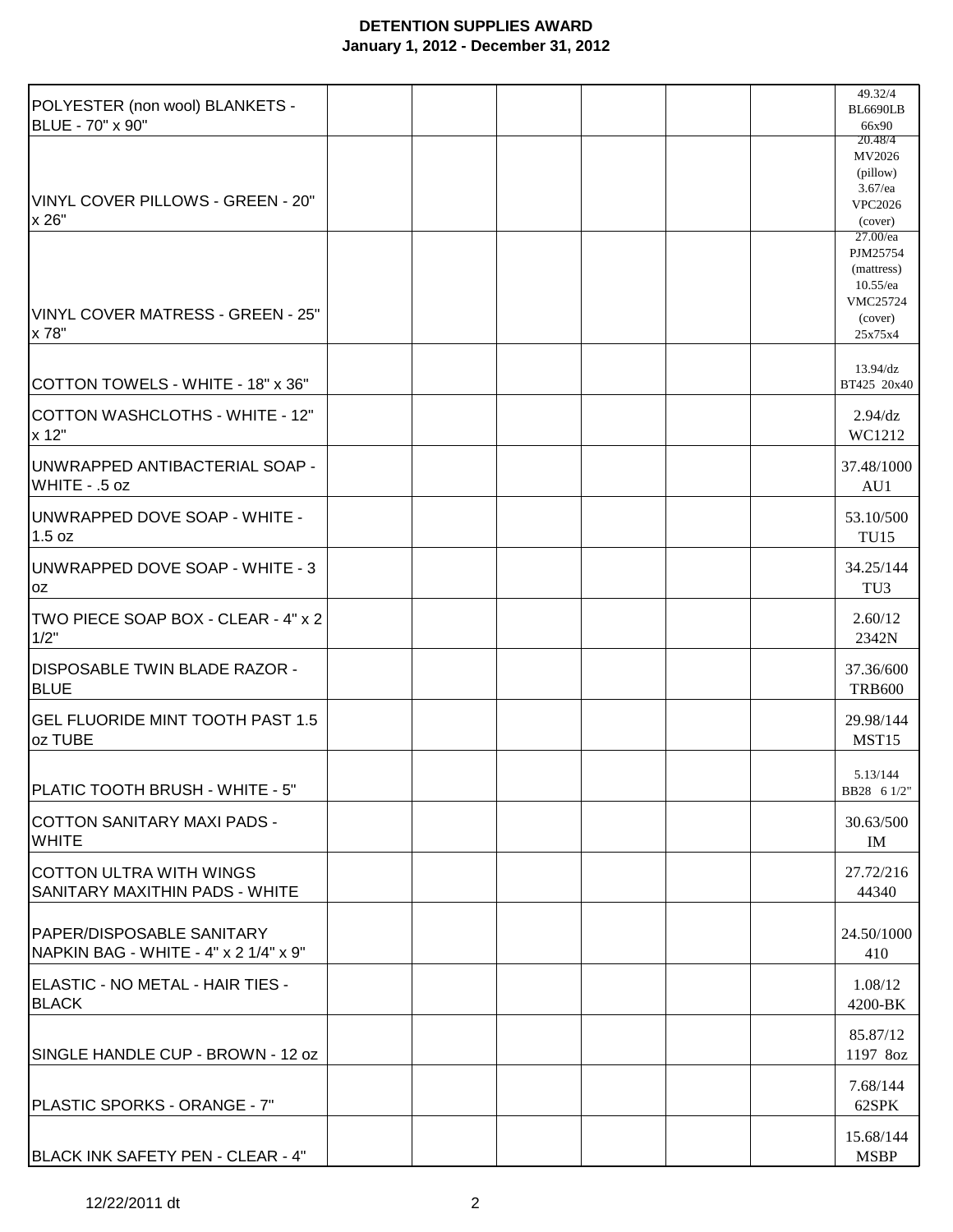**DETENTION SUPPLIES AWARD**
**January 1, 2012 - December 31, 2012**

| | | | | | | | |
|---|---|---|---|---|---|---|---|
| POLYESTER (non wool) BLANKETS - BLUE - 70" x 90" | | | | | | | 49.32/4 BL6690LB 66x90 |
| VINYL COVER PILLOWS - GREEN - 20" x 26" | | | | | | | 20.48/4 MV2026 (pillow) 3.67/ea VPC2026 (cover) |
| VINYL COVER MATRESS - GREEN - 25" x 78" | | | | | | | 27.00/ea PJM25754 (mattress) 10.55/ea VMC25724 (cover) 25x75x4 |
| COTTON TOWELS - WHITE - 18" x 36" | | | | | | | 13.94/dz BT425 20x40 |
| COTTON WASHCLOTHS - WHITE - 12" x 12" | | | | | | | 2.94/dz WC1212 |
| UNWRAPPED ANTIBACTERIAL SOAP - WHITE - .5 oz | | | | | | | 37.48/1000 AU1 |
| UNWRAPPED DOVE SOAP - WHITE - 1.5 oz | | | | | | | 53.10/500 TU15 |
| UNWRAPPED DOVE SOAP - WHITE - 3 oz | | | | | | | 34.25/144 TU3 |
| TWO PIECE SOAP BOX - CLEAR - 4" x 2 1/2" | | | | | | | 2.60/12 2342N |
| DISPOSABLE TWIN BLADE RAZOR - BLUE | | | | | | | 37.36/600 TRB600 |
| GEL FLUORIDE MINT TOOTH PAST 1.5 oz TUBE | | | | | | | 29.98/144 MST15 |
| PLATIC TOOTH BRUSH - WHITE - 5" | | | | | | | 5.13/144 BB28 6 1/2" |
| COTTON SANITARY MAXI PADS - WHITE | | | | | | | 30.63/500 IM |
| COTTON ULTRA WITH WINGS SANITARY MAXITHIN PADS - WHITE | | | | | | | 27.72/216 44340 |
| PAPER/DISPOSABLE SANITARY NAPKIN BAG - WHITE - 4" x 2 1/4" x 9" | | | | | | | 24.50/1000 410 |
| ELASTIC - NO METAL - HAIR TIES - BLACK | | | | | | | 1.08/12 4200-BK |
| SINGLE HANDLE CUP - BROWN - 12 oz | | | | | | | 85.87/12 1197 8oz |
| PLASTIC SPORKS - ORANGE - 7" | | | | | | | 7.68/144 62SPK |
| BLACK INK SAFETY PEN - CLEAR - 4" | | | | | | | 15.68/144 MSBP |

12/22/2011 dt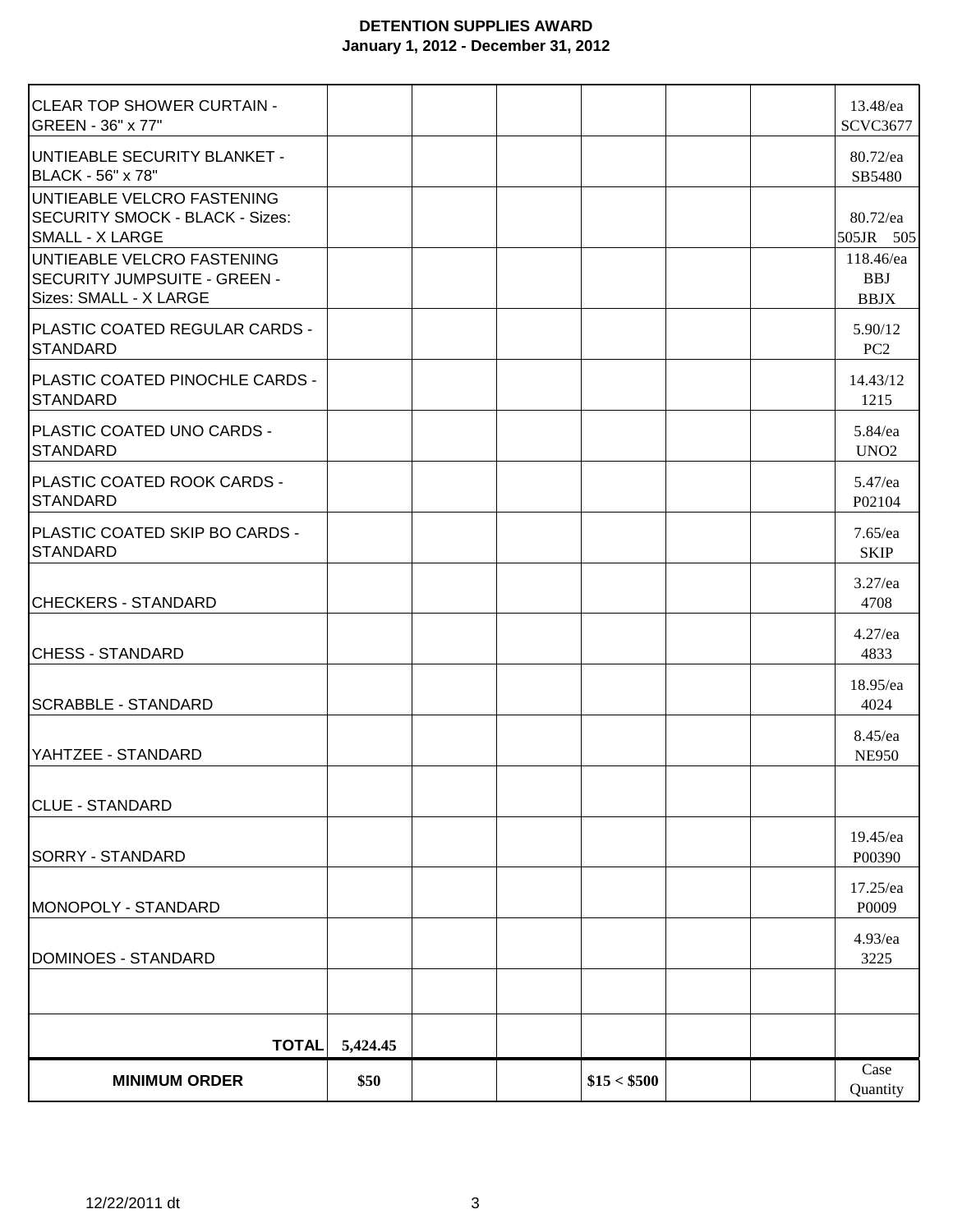**DETENTION SUPPLIES AWARD**
**January 1, 2012 - December 31, 2012**

| | | | | | | | |
|---|---|---|---|---|---|---|---|
| CLEAR TOP SHOWER CURTAIN - GREEN - 36" x 77" | | | | | | | 13.48/ea SCVC3677 |
| UNTIEABLE SECURITY BLANKET - BLACK - 56" x 78" | | | | | | | 80.72/ea SB5480 |
| UNTIEABLE VELCRO FASTENING SECURITY SMOCK - BLACK - Sizes: SMALL - X LARGE | | | | | | | 80.72/ea 505JR 505 |
| UNTIEABLE VELCRO FASTENING SECURITY JUMPSUITE - GREEN - Sizes: SMALL - X LARGE | | | | | | | 118.46/ea BBJ BBJX |
| PLASTIC COATED REGULAR CARDS - STANDARD | | | | | | | 5.90/12 PC2 |
| PLASTIC COATED PINOCHLE CARDS - STANDARD | | | | | | | 14.43/12 1215 |
| PLASTIC COATED UNO CARDS - STANDARD | | | | | | | 5.84/ea UNO2 |
| PLASTIC COATED ROOK CARDS - STANDARD | | | | | | | 5.47/ea P02104 |
| PLASTIC COATED SKIP BO CARDS - STANDARD | | | | | | | 7.65/ea SKIP |
| CHECKERS - STANDARD | | | | | | | 3.27/ea 4708 |
| CHESS - STANDARD | | | | | | | 4.27/ea 4833 |
| SCRABBLE - STANDARD | | | | | | | 18.95/ea 4024 |
| YAHTZEE - STANDARD | | | | | | | 8.45/ea NE950 |
| CLUE - STANDARD | | | | | | | |
| SORRY - STANDARD | | | | | | | 19.45/ea P00390 |
| MONOPOLY - STANDARD | | | | | | | 17.25/ea P0009 |
| DOMINOES - STANDARD | | | | | | | 4.93/ea 3225 |
| | | | | | | | |
| **TOTAL** | **5,424.45** | | | | | | |
| **MINIMUM ORDER** | **$50** | | | **$15 < $500** | | | Case Quantity |

12/22/2011 dt